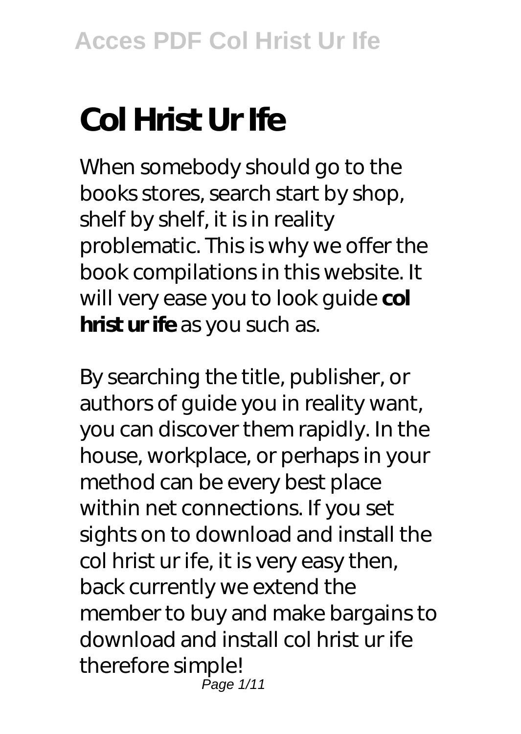# Col Hrist Ur Ife

When somebody should go to the books stores, search start by shop, shelf by shelf, it is in reality problematic. This is why we offer the book compilations in this website. It will very ease you to look guide **col hrist ur ife** as you such as.

By searching the title, publisher, or authors of guide you in reality want, you can discover them rapidly. In the house, workplace, or perhaps in your method can be every best place within net connections. If you set sights on to download and install the col hrist ur ife, it is very easy then, back currently we extend the member to buy and make bargains to download and install col hrist ur ife therefore simple!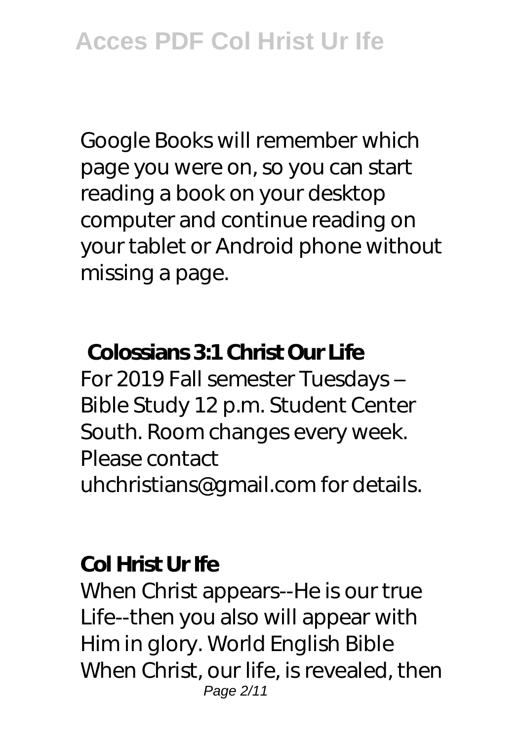Google Books will remember which page you were on, so you can start reading a book on your desktop computer and continue reading on your tablet or Android phone without missing a page.

## Colossians 3:1 Christ Our Life

For 2019 Fall semester Tuesdays – Bible Study 12 p.m. Student Center South. Room changes every week. Please contact uhchristians@gmail.com for details.

## Col Hrist Ur Ife

When Christ appears--He is our true Life--then you also will appear with Him in glory. World English Bible When Christ, our life, is revealed, then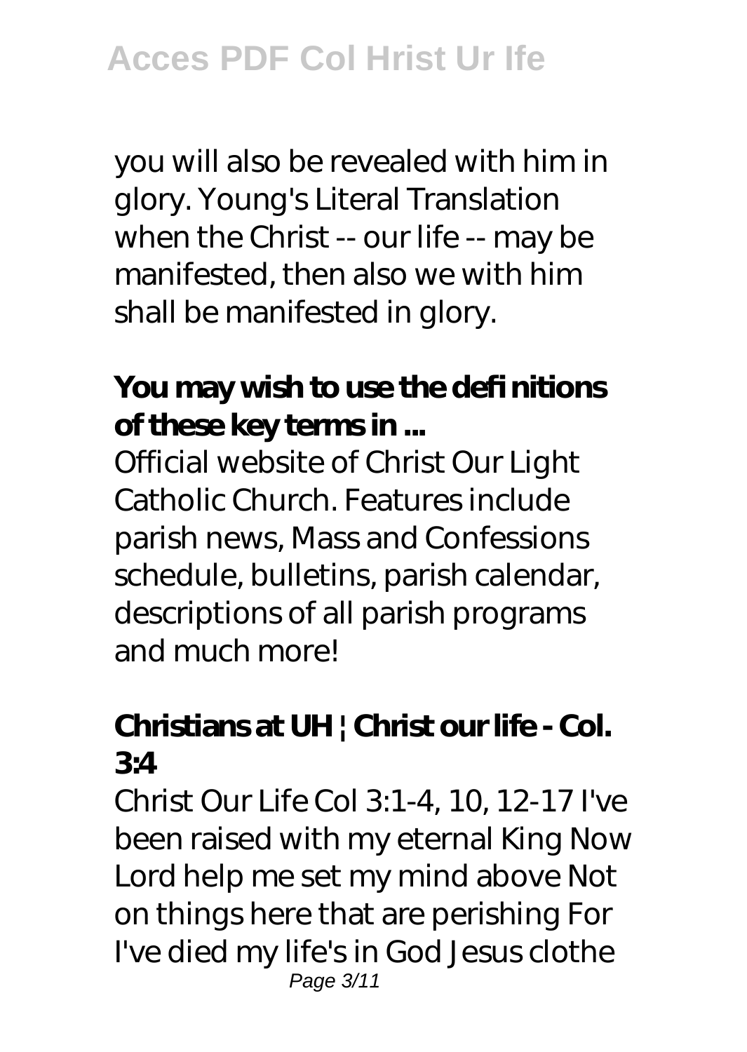you will also be revealed with him in glory. Young's Literal Translation when the Christ -- our life -- may be manifested, then also we with him shall be manifested in glory.

### You may wish to use the defi nitions of these key terms in ...

Official website of Christ Our Light Catholic Church. Features include parish news, Mass and Confessions schedule, bulletins, parish calendar, descriptions of all parish programs and much more!

### Christians at UH | Christ our life - Col. 3:4

Christ Our Life Col 3:1-4, 10, 12-17 I've been raised with my eternal King Now Lord help me set my mind above Not on things here that are perishing For I've died my life's in God Jesus clothe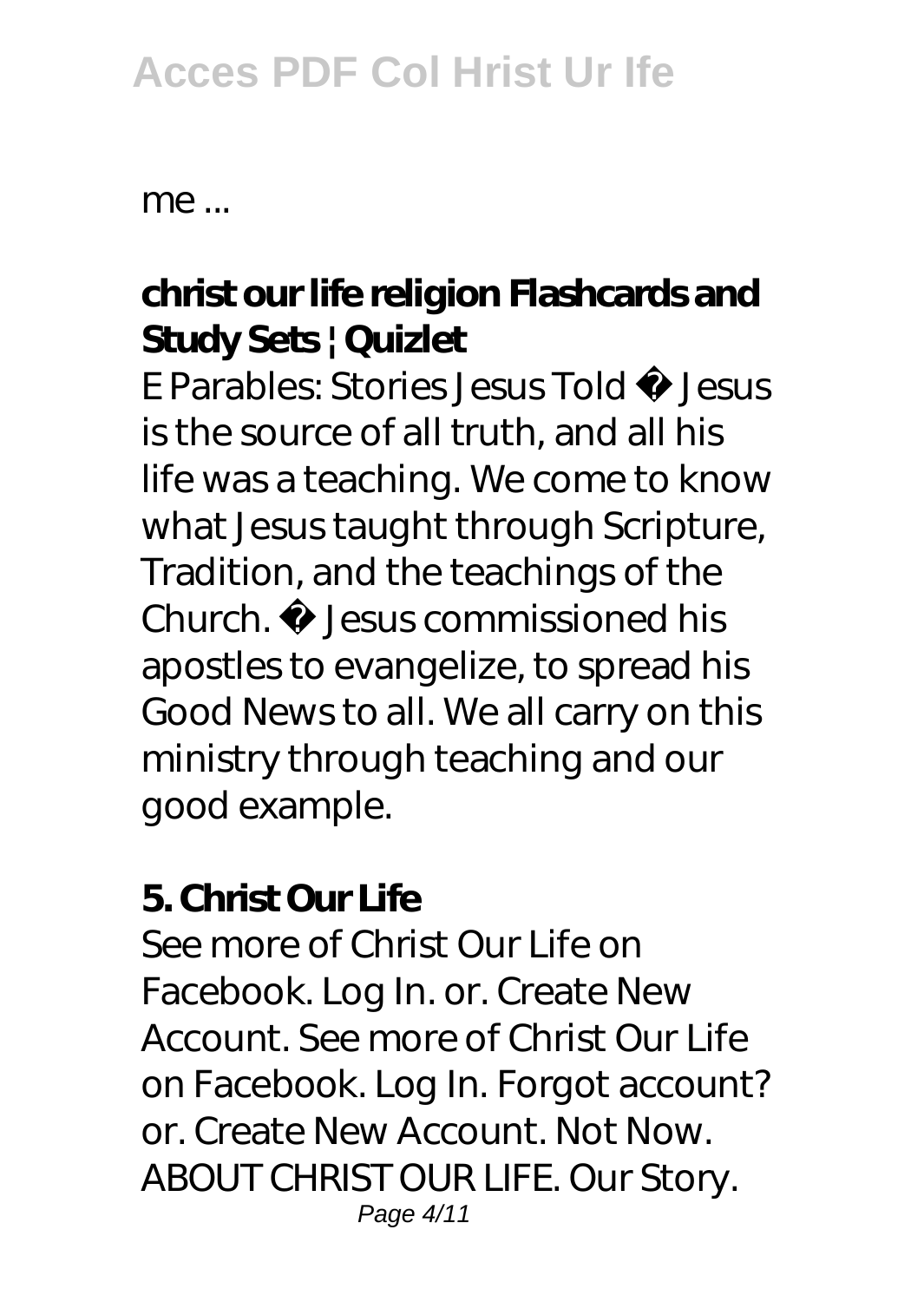me ...

**christ our life religion Flashcards and Study Sets | Quizlet**

E Parables: Stories Jesus Told  Jesus is the source of all truth, and all his life was a teaching. We come to know what Jesus taught through Scripture, Tradition, and the teachings of the Church.  Jesus commissioned his apostles to evangelize, to spread his Good News to all. We all carry on this ministry through teaching and our good example.

**5. Christ Our Life**

See more of Christ Our Life on Facebook. Log In. or. Create New Account. See more of Christ Our Life on Facebook. Log In. Forgot account? or. Create New Account. Not Now. ABOUT CHRIST OUR LIFE. Our Story.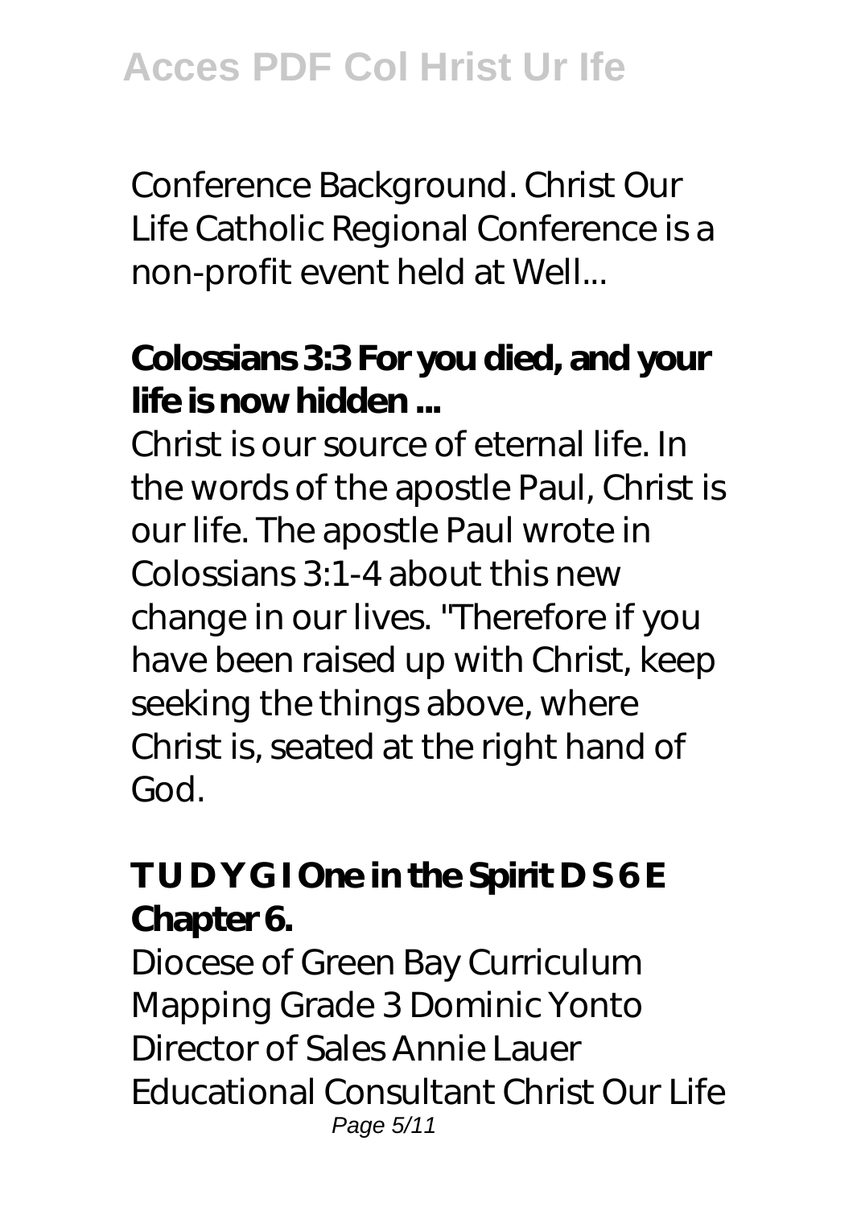Conference Background. Christ Our Life Catholic Regional Conference is a non-profit event held at Well...

### Colossians 3:3 For you died, and your life is now hidden ...

Christ is our source of eternal life. In the words of the apostle Paul, Christ is our life. The apostle Paul wrote in Colossians 3:1-4 about this new change in our lives. "Therefore if you have been raised up with Christ, keep seeking the things above, where Christ is, seated at the right hand of God.

### T U D Y G I One in the Spirit D S 6 E Chapter 6.

Diocese of Green Bay Curriculum Mapping Grade 3 Dominic Yonto Director of Sales Annie Lauer Educational Consultant Christ Our Life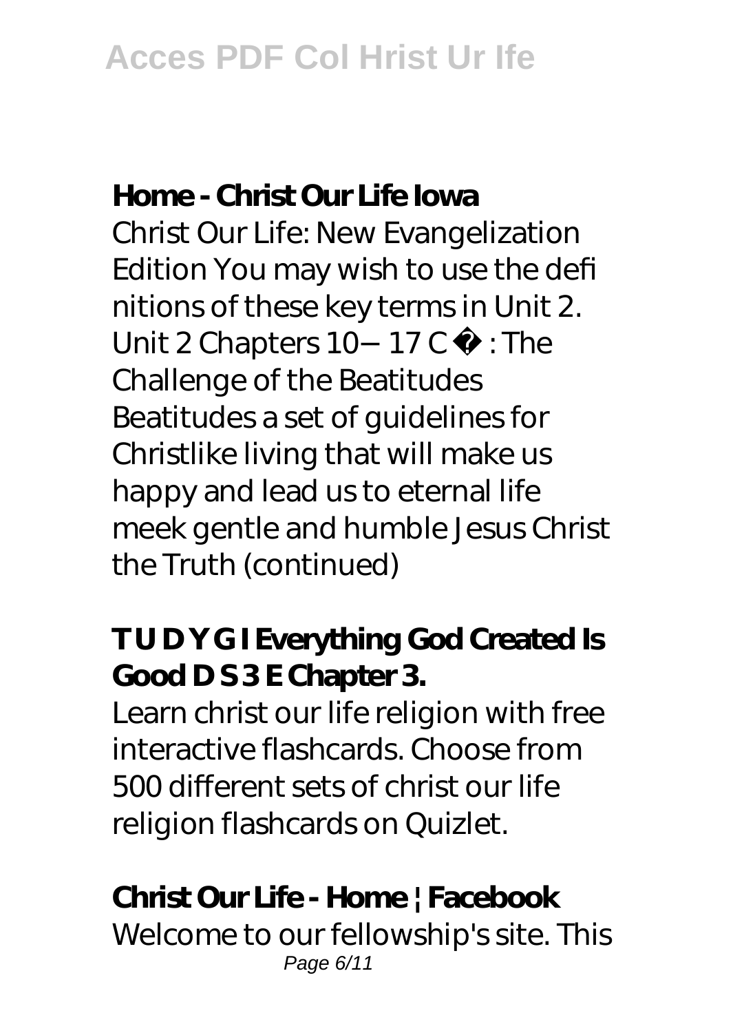### Home - Christ Our Life Iowa

Christ Our Life: New Evangelization Edition You may wish to use the defi nitions of these key terms in Unit 2. Unit 2 Chapters 10–17 C : The Challenge of the Beatitudes Beatitudes a set of guidelines for Christlike living that will make us happy and lead us to eternal life meek gentle and humble Jesus Christ the Truth (continued)

### T U D Y G I Everything God Created Is Good D S 3 E Chapter 3.

Learn christ our life religion with free interactive flashcards. Choose from 500 different sets of christ our life religion flashcards on Quizlet.

### Christ Our Life - Home | Facebook

Welcome to our fellowship's site. This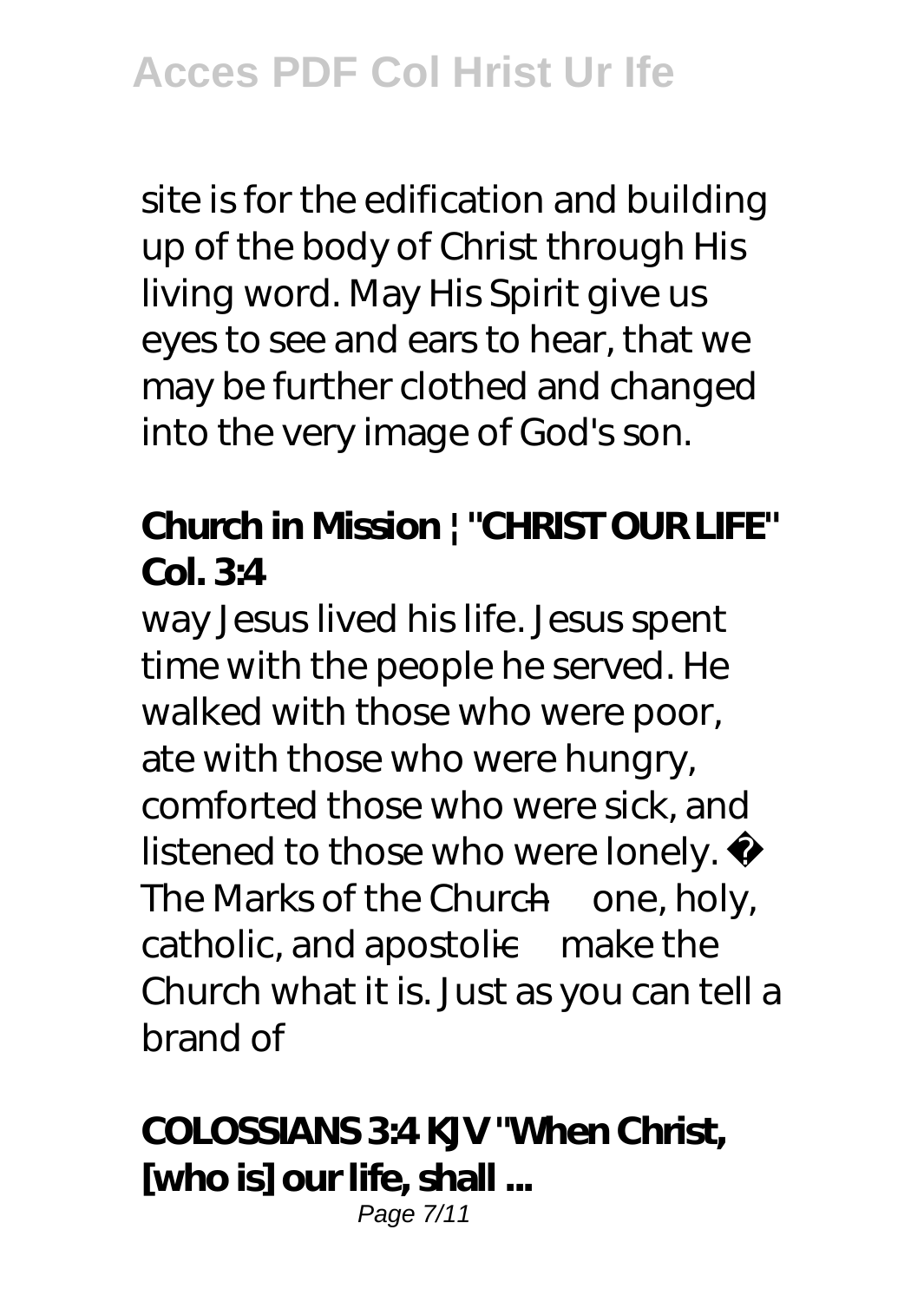site is for the edification and building up of the body of Christ through His living word. May His Spirit give us eyes to see and ears to hear, that we may be further clothed and changed into the very image of God's son.

## Church in Mission | "CHRIST OUR LIFE" Col. 3:4

way Jesus lived his life. Jesus spent time with the people he served. He walked with those who were poor, ate with those who were hungry, comforted those who were sick, and listened to those who were lonely.  The Marks of the Church—one, holy, catholic, and apostolic—make the Church what it is. Just as you can tell a brand of

## COLOSSIANS 3:4 KJV "When Christ, [who is] our life, shall ...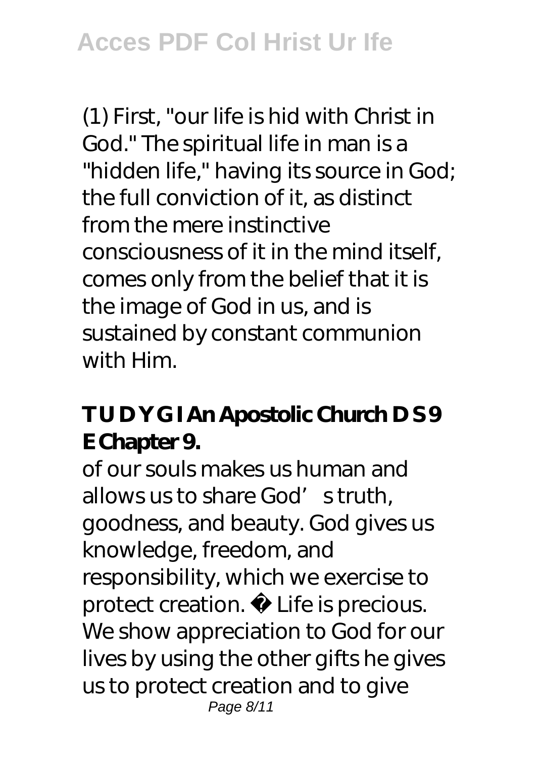(1) First, "our life is hid with Christ in God." The spiritual life in man is a "hidden life," having its source in God; the full conviction of it, as distinct from the mere instinctive consciousness of it in the mind itself, comes only from the belief that it is the image of God in us, and is sustained by constant communion with Him.

**T U D Y G I An Apostolic Church D S 9 E Chapter 9.**

of our souls makes us human and allows us to share God's truth, goodness, and beauty. God gives us knowledge, freedom, and responsibility, which we exercise to protect creation. Life is precious. We show appreciation to God for our lives by using the other gifts he gives us to protect creation and to give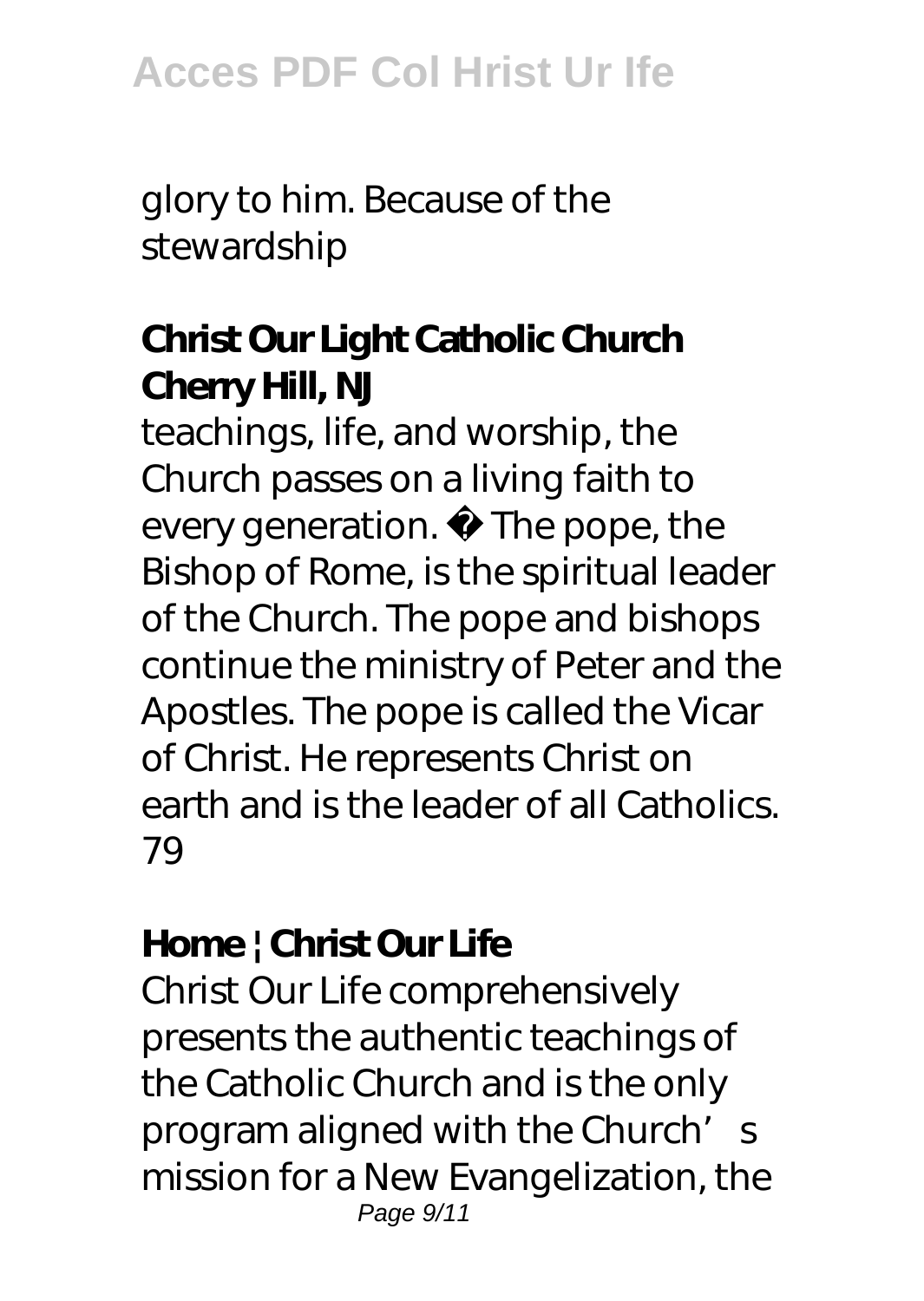glory to him. Because of the stewardship

## Christ Our Light Catholic Church Cherry Hill, NJ

teachings, life, and worship, the Church passes on a living faith to every generation. � The pope, the Bishop of Rome, is the spiritual leader of the Church. The pope and bishops continue the ministry of Peter and the Apostles. The pope is called the Vicar of Christ. He represents Christ on earth and is the leader of all Catholics. 79

## Home | Christ Our Life

Christ Our Life comprehensively presents the authentic teachings of the Catholic Church and is the only program aligned with the Church's mission for a New Evangelization, the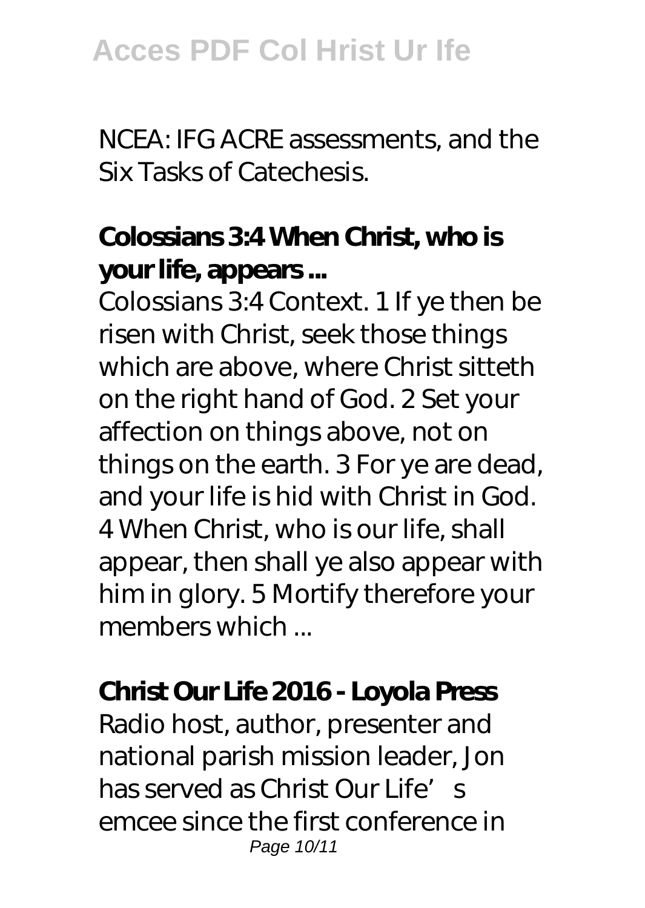NCEA: IFG ACRE assessments, and the Six Tasks of Catechesis.

**Colossians 3:4 When Christ, who is your life, appears ...**

Colossians 3:4 Context. 1 If ye then be risen with Christ, seek those things which are above, where Christ sitteth on the right hand of God. 2 Set your affection on things above, not on things on the earth. 3 For ye are dead, and your life is hid with Christ in God. 4 When Christ, who is our life, shall appear, then shall ye also appear with him in glory. 5 Mortify therefore your members which ...

**Christ Our Life 2016 - Loyola Press**

Radio host, author, presenter and national parish mission leader, Jon has served as Christ Our Life's emcee since the first conference in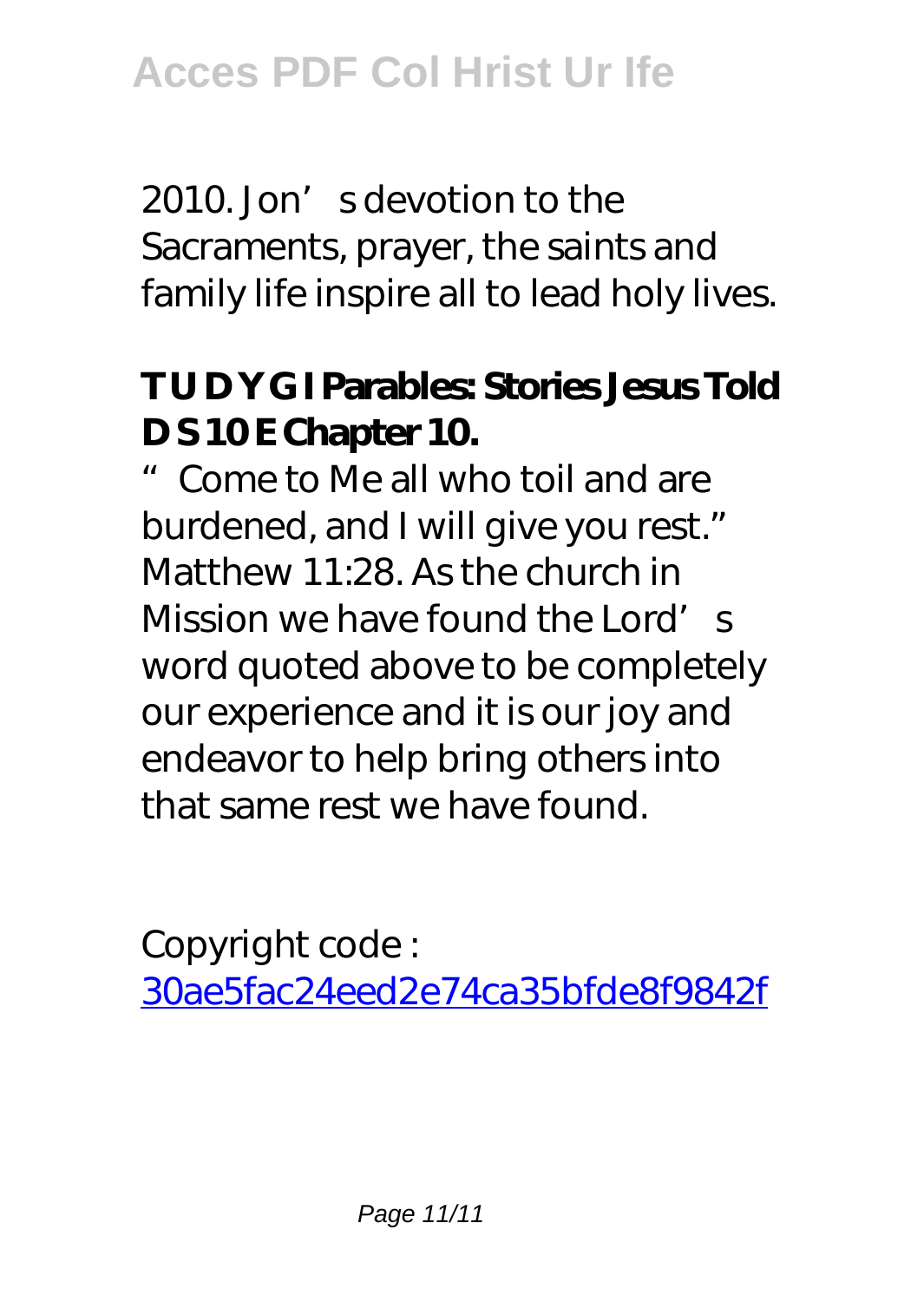2010. Jon's devotion to the Sacraments, prayer, the saints and family life inspire all to lead holy lives.

**T U D Y G I Parables: Stories Jesus Told D S 10 E Chapter 10.**

"Come to Me all who toil and are burdened, and I will give you rest." Matthew 11:28. As the church in Mission we have found the Lord's word quoted above to be completely our experience and it is our joy and endeavor to help bring others into that same rest we have found.

Copyright code : 30ae5fac24eed2e74ca35bfde8f9842f